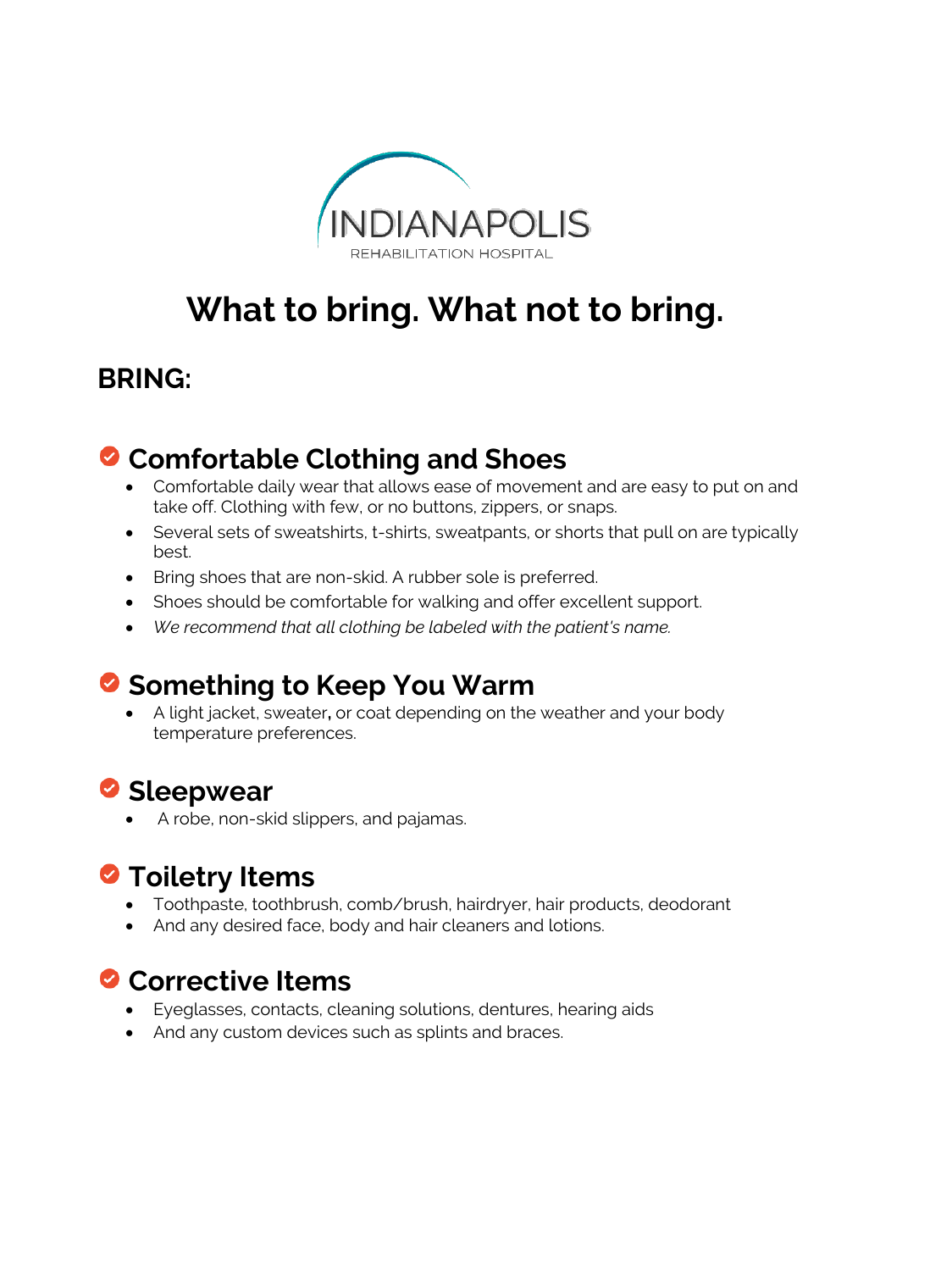INDIANAPOLIS
REHABILITATION HOSPITAL

# What to bring. What not to bring.

## BRING:

### Comfortable Clothing and Shoes

- Comfortable daily wear that allows ease of movement and are easy to put on and take off. Clothing with few, or no buttons, zippers, or snaps.
- Several sets of sweatshirts, t-shirts, sweatpants, or shorts that pull on are typically best.
- Bring shoes that are non-skid. A rubber sole is preferred.
- Shoes should be comfortable for walking and offer excellent support.
- *We recommend that all clothing be labeled with the patient's name.*

### Something to Keep You Warm

- A light jacket, sweater, or coat depending on the weather and your body temperature preferences.

### Sleepwear

- A robe, non-skid slippers, and pajamas.

### Toiletry Items

- Toothpaste, toothbrush, comb/brush, hairdryer, hair products, deodorant
- And any desired face, body and hair cleaners and lotions.

### Corrective Items

- Eyeglasses, contacts, cleaning solutions, dentures, hearing aids
- And any custom devices such as splints and braces.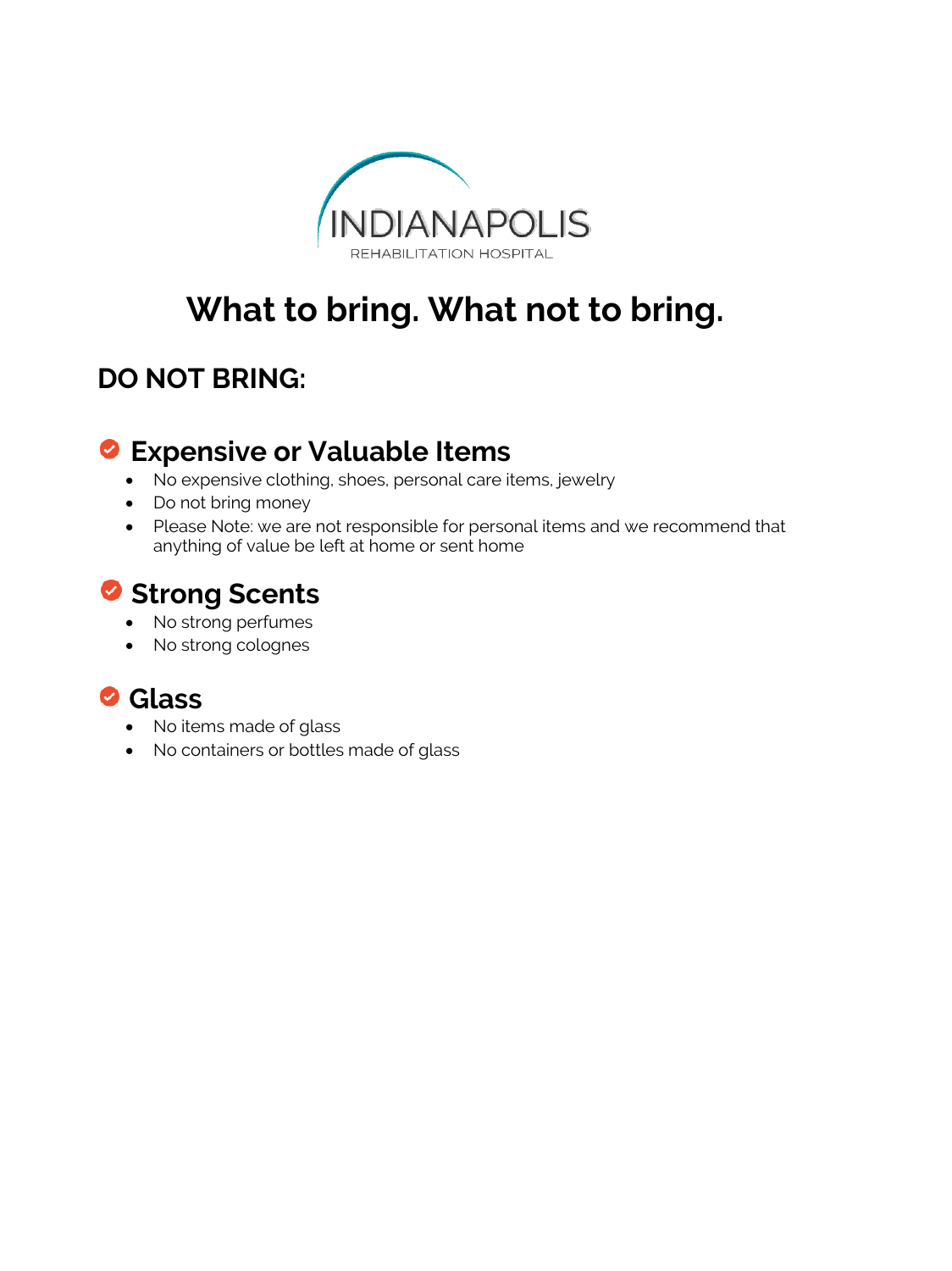INDIANAPOLIS

REHABILITATION HOSPITAL

# What to bring. What not to bring.

## DO NOT BRING:

### Expensive or Valuable Items

- No expensive clothing, shoes, personal care items, jewelry
- Do not bring money
- Please Note: we are not responsible for personal items and we recommend that anything of value be left at home or sent home

### Strong Scents

- No strong perfumes
- No strong colognes

### Glass

- No items made of glass
- No containers or bottles made of glass